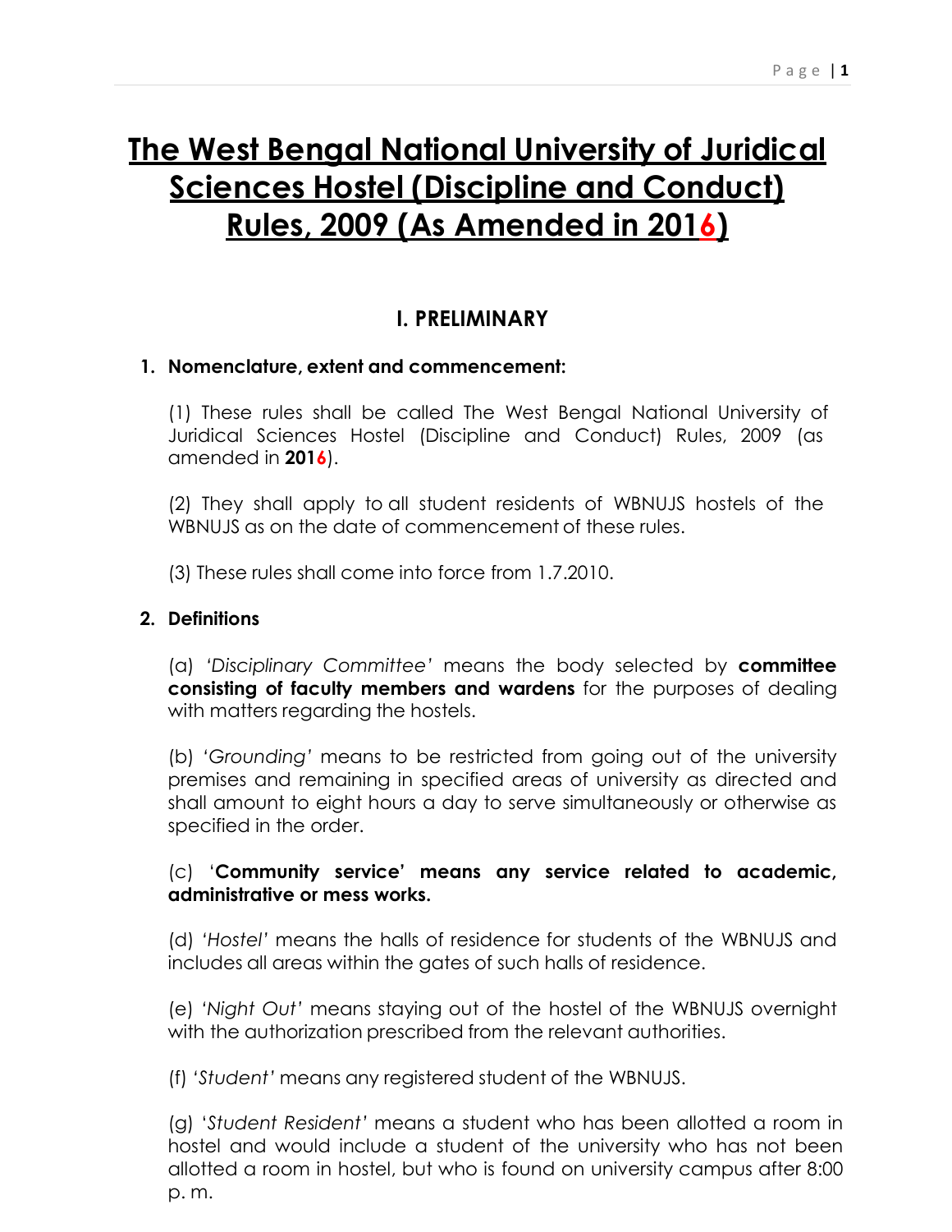# The West Bengal National University of Juridical Sciences Hostel (Discipline and Conduct) Rules, 2009 (As Amended in 2016)

## I. PRELIMINARY

**1. Nomenclature, extent and commencement:**

(1) These rules shall be called The West Bengal National University of Juridical Sciences Hostel (Discipline and Conduct) Rules, 2009 (as amended in **2016**).

(2) They shall apply to all student residents of WBNUJS hostels of the WBNUJS as on the date of commencement of these rules.

(3) These rules shall come into force from 1.7.2010.

**2. Definitions**

(a) *'Disciplinary Committee'* means the body selected by **committee consisting of faculty members and wardens** for the purposes of dealing with matters regarding the hostels.

(b) *'Grounding'* means to be restricted from going out of the university premises and remaining in specified areas of university as directed and shall amount to eight hours a day to serve simultaneously or otherwise as specified in the order.

(c) '**Community service' means any service related to academic, administrative or mess works.**

(d) *'Hostel'* means the halls of residence for students of the WBNUJS and includes all areas within the gates of such halls of residence.

(e) *'Night Out'* means staying out of the hostel of the WBNUJS overnight with the authorization prescribed from the relevant authorities.

(f) *'Student'* means any registered student of the WBNUJS.

(g) '*Student Resident'* means a student who has been allotted a room in hostel and would include a student of the university who has not been allotted a room in hostel, but who is found on university campus after 8:00 p. m.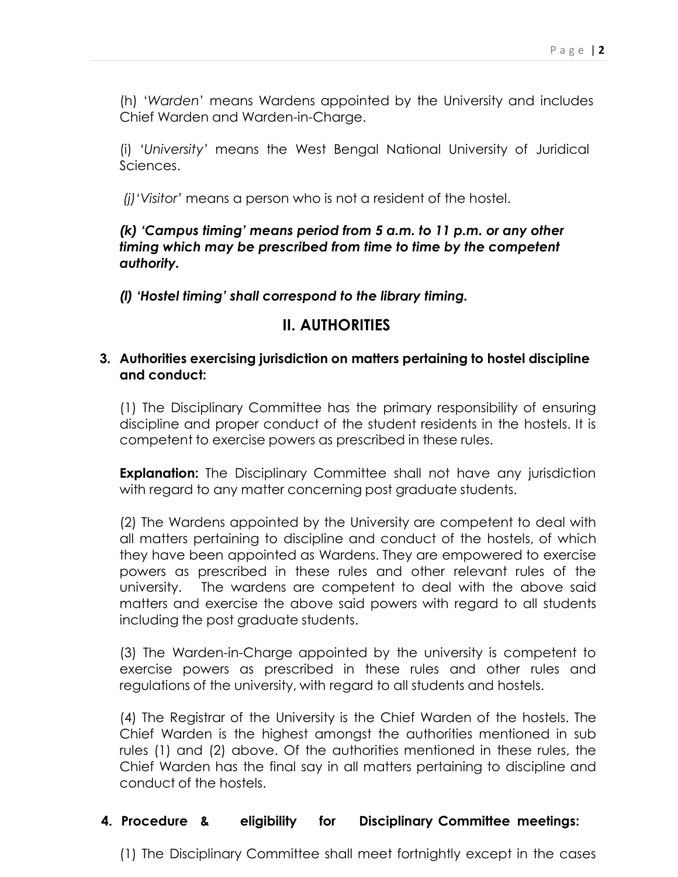(h) '*Warden*' means Wardens appointed by the University and includes Chief Warden and Warden-in-Charge.

(i) *'University'* means the West Bengal National University of Juridical Sciences.

*(j)'Visitor'* means a person who is not a resident of the hostel.

***(k) 'Campus timing' means period from 5 a.m. to 11 p.m. or any other timing which may be prescribed from time to time by the competent authority.***

***(l) 'Hostel timing' shall correspond to the library timing.***

## II. AUTHORITIES

**3. Authorities exercising jurisdiction on matters pertaining to hostel discipline and conduct:**

(1) The Disciplinary Committee has the primary responsibility of ensuring discipline and proper conduct of the student residents in the hostels. It is competent to exercise powers as prescribed in these rules.

**Explanation:** The Disciplinary Committee shall not have any jurisdiction with regard to any matter concerning post graduate students.

(2) The Wardens appointed by the University are competent to deal with all matters pertaining to discipline and conduct of the hostels, of which they have been appointed as Wardens. They are empowered to exercise powers as prescribed in these rules and other relevant rules of the university. The wardens are competent to deal with the above said matters and exercise the above said powers with regard to all students including the post graduate students.

(3) The Warden-in-Charge appointed by the university is competent to exercise powers as prescribed in these rules and other rules and regulations of the university, with regard to all students and hostels.

(4) The Registrar of the University is the Chief Warden of the hostels. The Chief Warden is the highest amongst the authorities mentioned in sub rules (1) and (2) above. Of the authorities mentioned in these rules, the Chief Warden has the final say in all matters pertaining to discipline and conduct of the hostels.

**4. Procedure & eligibility for Disciplinary Committee meetings:**

(1) The Disciplinary Committee shall meet fortnightly except in the cases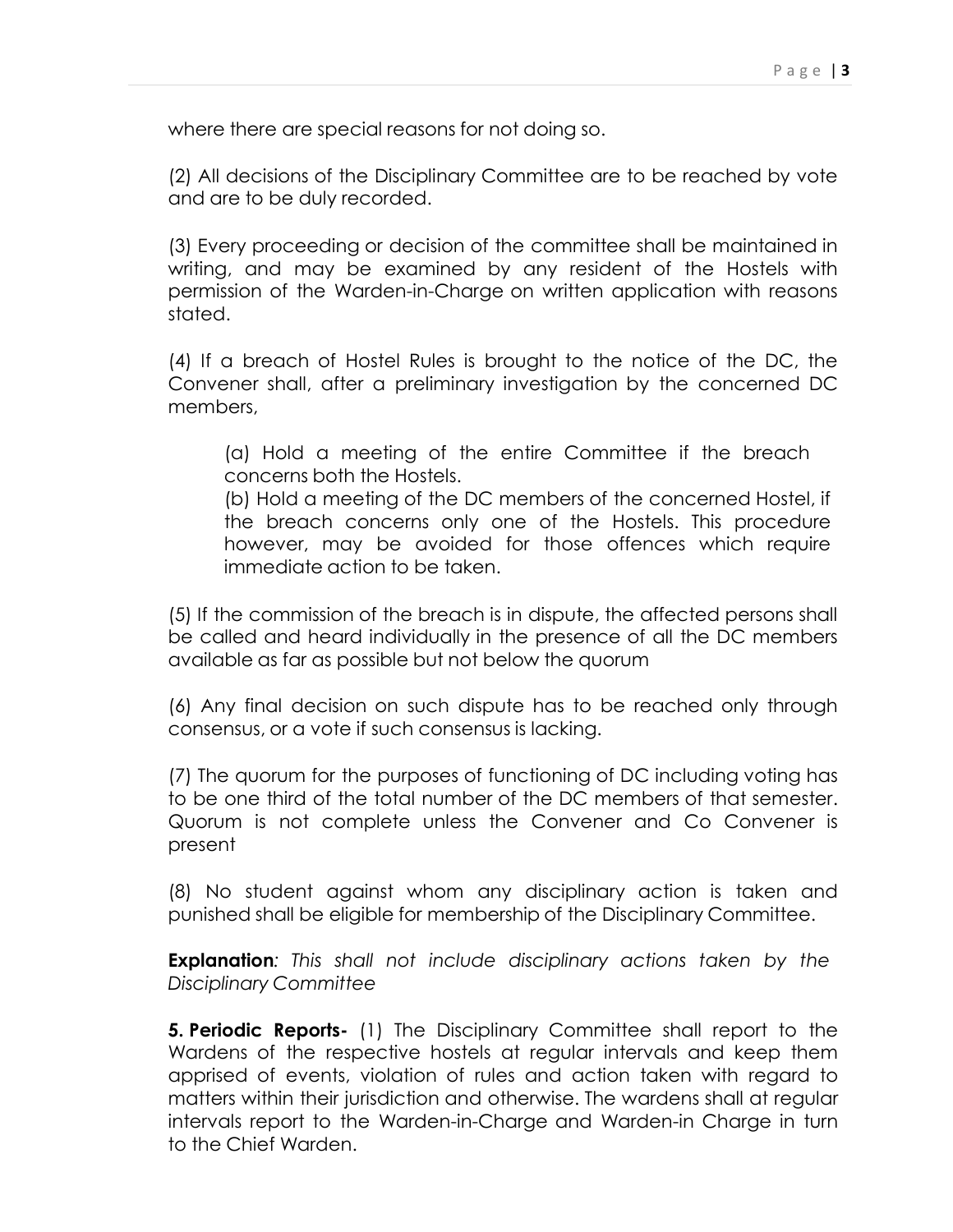where there are special reasons for not doing so.

(2) All decisions of the Disciplinary Committee are to be reached by vote and are to be duly recorded.

(3) Every proceeding or decision of the committee shall be maintained in writing, and may be examined by any resident of the Hostels with permission of the Warden-in-Charge on written application with reasons stated.

(4) If a breach of Hostel Rules is brought to the notice of the DC, the Convener shall, after a preliminary investigation by the concerned DC members,

> (a) Hold a meeting of the entire Committee if the breach concerns both the Hostels.
> (b) Hold a meeting of the DC members of the concerned Hostel, if the breach concerns only one of the Hostels. This procedure however, may be avoided for those offences which require immediate action to be taken.

(5) If the commission of the breach is in dispute, the affected persons shall be called and heard individually in the presence of all the DC members available as far as possible but not below the quorum

(6) Any final decision on such dispute has to be reached only through consensus, or a vote if such consensus is lacking.

(7) The quorum for the purposes of functioning of DC including voting has to be one third of the total number of the DC members of that semester. Quorum is not complete unless the Convener and Co Convener is present

(8) No student against whom any disciplinary action is taken and punished shall be eligible for membership of the Disciplinary Committee.

**Explanation***: This shall not include disciplinary actions taken by the Disciplinary Committee*

**5. Periodic Reports-** (1) The Disciplinary Committee shall report to the Wardens of the respective hostels at regular intervals and keep them apprised of events, violation of rules and action taken with regard to matters within their jurisdiction and otherwise. The wardens shall at regular intervals report to the Warden-in-Charge and Warden-in Charge in turn to the Chief Warden.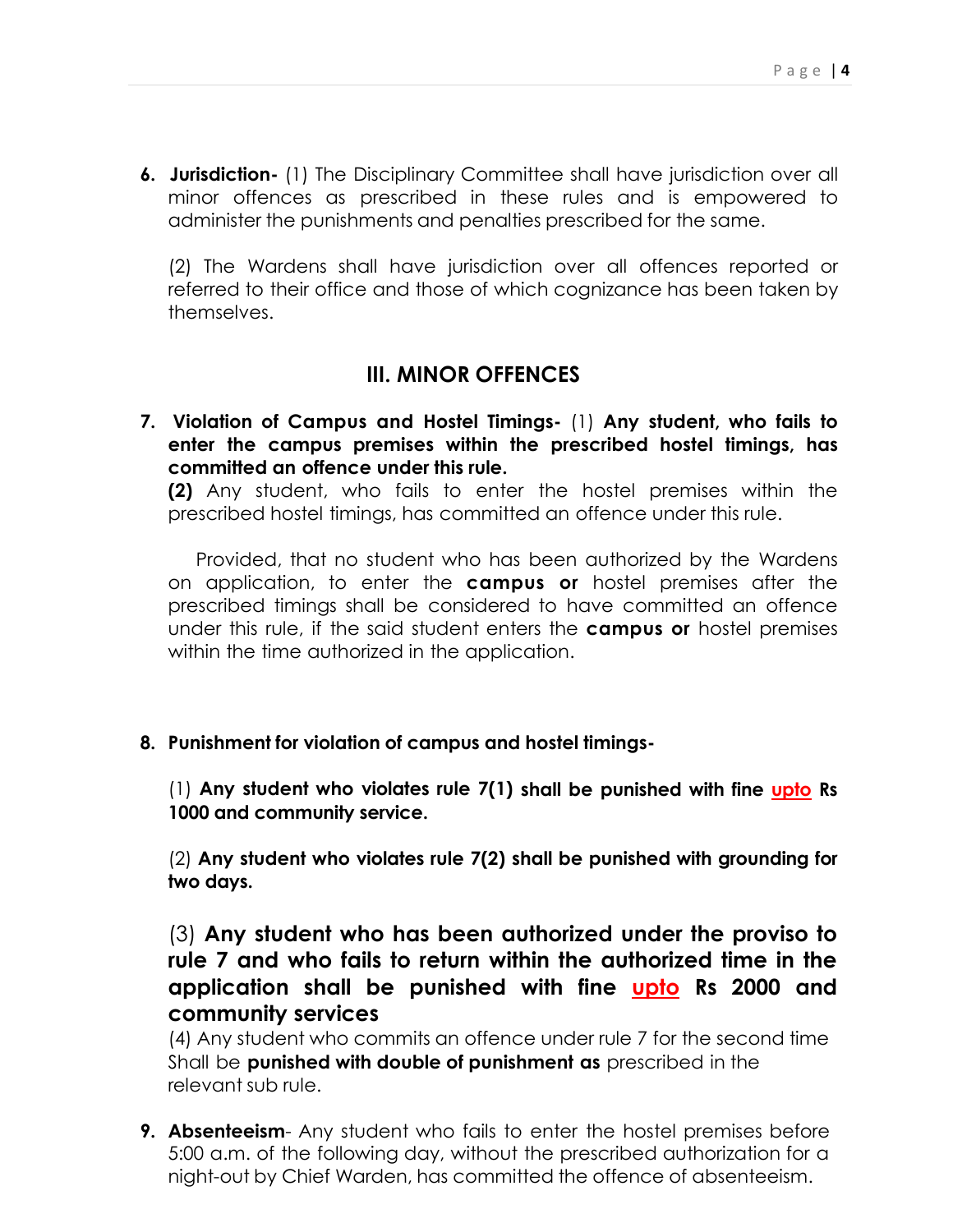6. **Jurisdiction-** (1) The Disciplinary Committee shall have jurisdiction over all minor offences as prescribed in these rules and is empowered to administer the punishments and penalties prescribed for the same.

   (2) The Wardens shall have jurisdiction over all offences reported or referred to their office and those of which cognizance has been taken by themselves.

## III. MINOR OFFENCES

7. **Violation of Campus and Hostel Timings-** (1) **Any student, who fails to enter the campus premises within the prescribed hostel timings, has committed an offence under this rule.**

   **(2)** Any student, who fails to enter the hostel premises within the prescribed hostel timings, has committed an offence under this rule.

   Provided, that no student who has been authorized by the Wardens on application, to enter the **campus or** hostel premises after the prescribed timings shall be considered to have committed an offence under this rule, if the said student enters the **campus or** hostel premises within the time authorized in the application.

8. **Punishment for violation of campus and hostel timings-**

   (1) **Any student who violates rule 7(1) shall be punished with fine upto Rs 1000 and community service.**

   (2) **Any student who violates rule 7(2) shall be punished with grounding for two days.**

   (3) **Any student who has been authorized under the proviso to rule 7 and who fails to return within the authorized time in the application shall be punished with fine upto Rs 2000 and community services**

   (4) Any student who commits an offence under rule 7 for the second time Shall be **punished with double of punishment as** prescribed in the relevant sub rule.

9. **Absenteeism**- Any student who fails to enter the hostel premises before 5:00 a.m. of the following day, without the prescribed authorization for a night-out by Chief Warden, has committed the offence of absenteeism.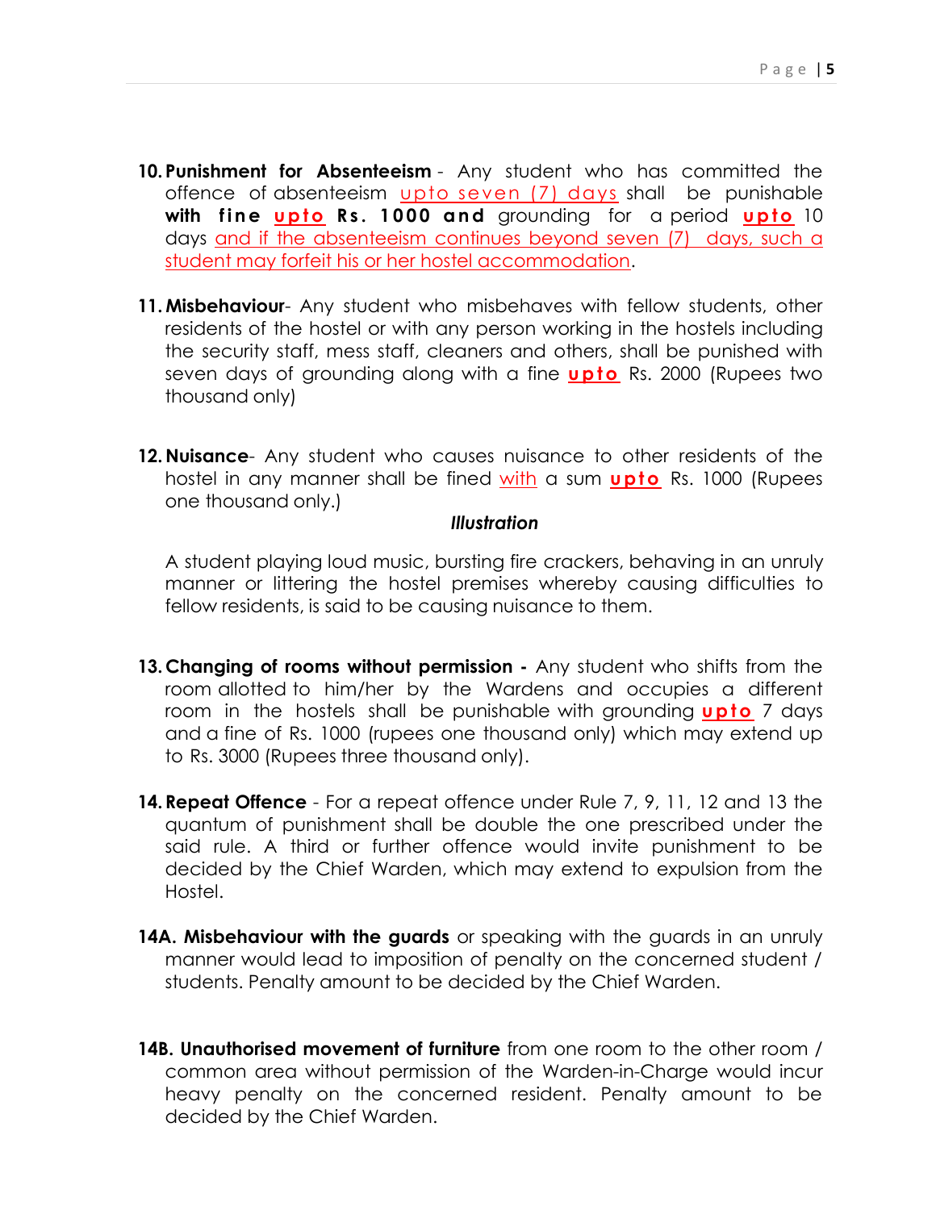10. **Punishment for Absenteeism** - Any student who has committed the offence of absenteeism upto seven (7) days shall be punishable **with fine upto Rs. 1000 and** grounding for a period **upto** 10 days and if the absenteeism continues beyond seven (7) days, such a student may forfeit his or her hostel accommodation.

11. **Misbehaviour**- Any student who misbehaves with fellow students, other residents of the hostel or with any person working in the hostels including the security staff, mess staff, cleaners and others, shall be punished with seven days of grounding along with a fine **upto** Rs. 2000 (Rupees two thousand only)

12. **Nuisance**- Any student who causes nuisance to other residents of the hostel in any manner shall be fined with a sum **upto** Rs. 1000 (Rupees one thousand only.)

    ***Illustration***

    A student playing loud music, bursting fire crackers, behaving in an unruly manner or littering the hostel premises whereby causing difficulties to fellow residents, is said to be causing nuisance to them.

13. **Changing of rooms without permission -** Any student who shifts from the room allotted to him/her by the Wardens and occupies a different room in the hostels shall be punishable with grounding **upto** 7 days and a fine of Rs. 1000 (rupees one thousand only) which may extend up to Rs. 3000 (Rupees three thousand only).

14. **Repeat Offence** - For a repeat offence under Rule 7, 9, 11, 12 and 13 the quantum of punishment shall be double the one prescribed under the said rule. A third or further offence would invite punishment to be decided by the Chief Warden, which may extend to expulsion from the Hostel.

**14A. Misbehaviour with the guards** or speaking with the guards in an unruly manner would lead to imposition of penalty on the concerned student / students. Penalty amount to be decided by the Chief Warden.

**14B. Unauthorised movement of furniture** from one room to the other room / common area without permission of the Warden-in-Charge would incur heavy penalty on the concerned resident. Penalty amount to be decided by the Chief Warden.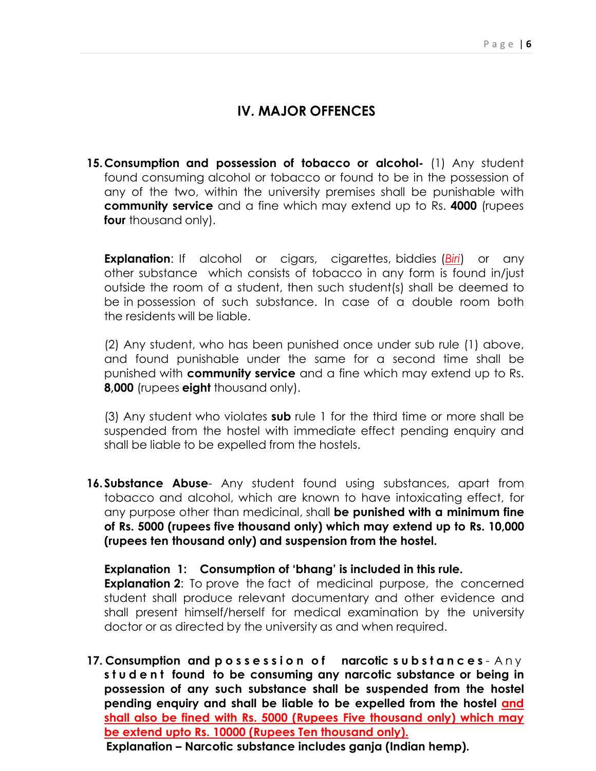## IV. MAJOR OFFENCES

**15. Consumption and possession of tobacco or alcohol-** (1) Any student found consuming alcohol or tobacco or found to be in the possession of any of the two, within the university premises shall be punishable with **community service** and a fine which may extend up to Rs. **4000** (rupees **four** thousand only).

**Explanation**: If alcohol or cigars, cigarettes, biddies (*Biri*) or any other substance which consists of tobacco in any form is found in/just outside the room of a student, then such student(s) shall be deemed to be in possession of such substance. In case of a double room both the residents will be liable.

(2) Any student, who has been punished once under sub rule (1) above, and found punishable under the same for a second time shall be punished with **community service** and a fine which may extend up to Rs. **8,000** (rupees **eight** thousand only).

(3) Any student who violates **sub** rule 1 for the third time or more shall be suspended from the hostel with immediate effect pending enquiry and shall be liable to be expelled from the hostels.

**16. Substance Abuse**- Any student found using substances, apart from tobacco and alcohol, which are known to have intoxicating effect, for any purpose other than medicinal, shall **be punished with a minimum fine of Rs. 5000 (rupees five thousand only) which may extend up to Rs. 10,000 (rupees ten thousand only) and suspension from the hostel.**

**Explanation 1: Consumption of 'bhang' is included in this rule.**
**Explanation 2**: To prove the fact of medicinal purpose, the concerned student shall produce relevant documentary and other evidence and shall present himself/herself for medical examination by the university doctor or as directed by the university as and when required.

**17. Consumption and possession of narcotic substances**- **Any student found to be consuming any narcotic substance or being in possession of any such substance shall be suspended from the hostel pending enquiry and shall be liable to be expelled from the hostel and shall also be fined with Rs. 5000 (Rupees Five thousand only) which may be extend upto Rs. 10000 (Rupees Ten thousand only).**
**Explanation – Narcotic substance includes ganja (Indian hemp).**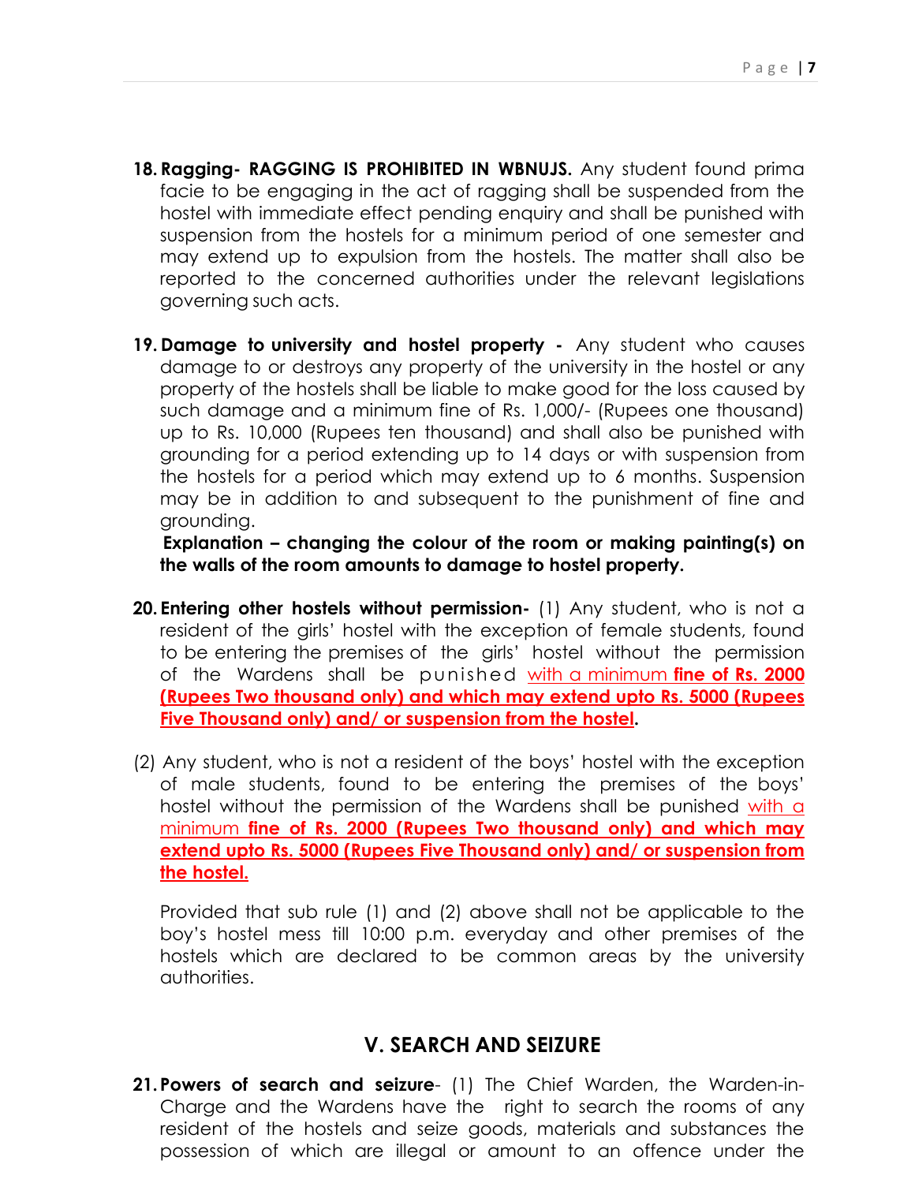18. **Ragging- RAGGING IS PROHIBITED IN WBNUJS.** Any student found prima facie to be engaging in the act of ragging shall be suspended from the hostel with immediate effect pending enquiry and shall be punished with suspension from the hostels for a minimum period of one semester and may extend up to expulsion from the hostels. The matter shall also be reported to the concerned authorities under the relevant legislations governing such acts.

19. **Damage to university and hostel property -** Any student who causes damage to or destroys any property of the university in the hostel or any property of the hostels shall be liable to make good for the loss caused by such damage and a minimum fine of Rs. 1,000/- (Rupees one thousand) up to Rs. 10,000 (Rupees ten thousand) and shall also be punished with grounding for a period extending up to 14 days or with suspension from the hostels for a period which may extend up to 6 months. Suspension may be in addition to and subsequent to the punishment of fine and grounding.

    **Explanation – changing the colour of the room or making painting(s) on the walls of the room amounts to damage to hostel property.**

20. **Entering other hostels without permission-** (1) Any student, who is not a resident of the girls' hostel with the exception of female students, found to be entering the premises of the girls' hostel without the permission of the Wardens shall be punished with a minimum **fine of Rs. 2000 (Rupees Two thousand only) and which may extend upto Rs. 5000 (Rupees Five Thousand only) and/ or suspension from the hostel.**

(2) Any student, who is not a resident of the boys' hostel with the exception of male students, found to be entering the premises of the boys' hostel without the permission of the Wardens shall be punished with a minimum **fine of Rs. 2000 (Rupees Two thousand only) and which may extend upto Rs. 5000 (Rupees Five Thousand only) and/ or suspension from the hostel.**

Provided that sub rule (1) and (2) above shall not be applicable to the boy's hostel mess till 10:00 p.m. everyday and other premises of the hostels which are declared to be common areas by the university authorities.

## V. SEARCH AND SEIZURE

21. **Powers of search and seizure**- (1) The Chief Warden, the Warden-in-Charge and the Wardens have the right to search the rooms of any resident of the hostels and seize goods, materials and substances the possession of which are illegal or amount to an offence under the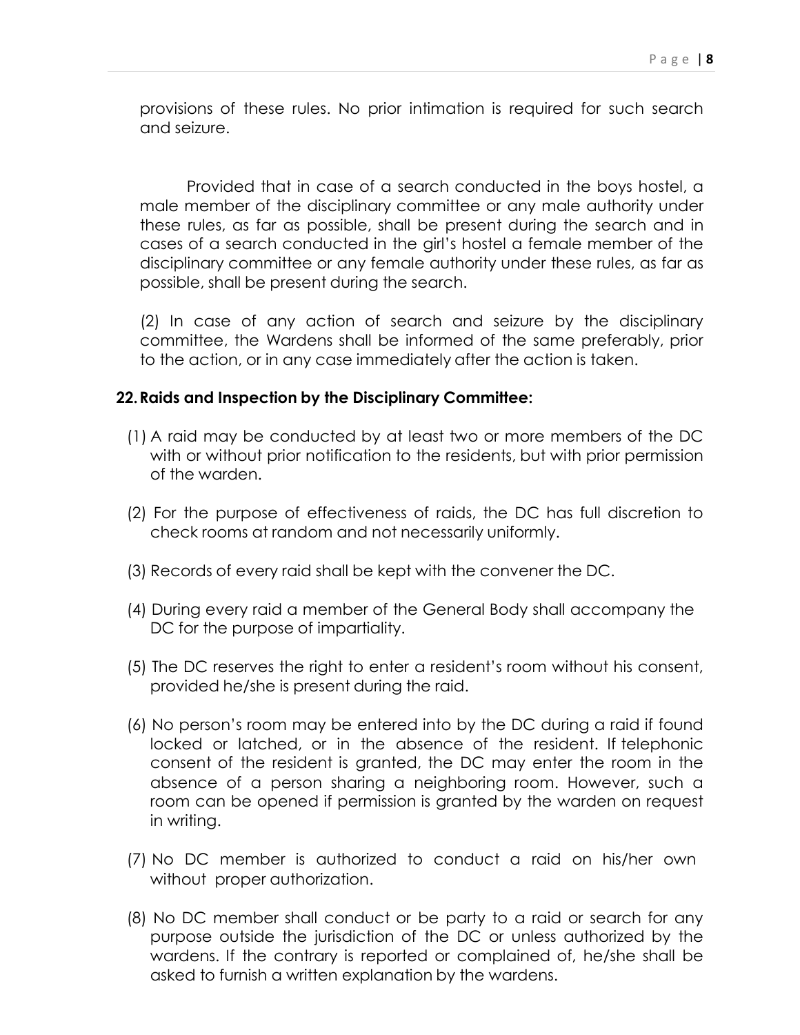provisions of these rules. No prior intimation is required for such search and seizure.

Provided that in case of a search conducted in the boys hostel, a male member of the disciplinary committee or any male authority under these rules, as far as possible, shall be present during the search and in cases of a search conducted in the girl's hostel a female member of the disciplinary committee or any female authority under these rules, as far as possible, shall be present during the search.

(2) In case of any action of search and seizure by the disciplinary committee, the Wardens shall be informed of the same preferably, prior to the action, or in any case immediately after the action is taken.

## 22. Raids and Inspection by the Disciplinary Committee:

(1) A raid may be conducted by at least two or more members of the DC with or without prior notification to the residents, but with prior permission of the warden.

(2) For the purpose of effectiveness of raids, the DC has full discretion to check rooms at random and not necessarily uniformly.

(3) Records of every raid shall be kept with the convener the DC.

(4) During every raid a member of the General Body shall accompany the DC for the purpose of impartiality.

(5) The DC reserves the right to enter a resident's room without his consent, provided he/she is present during the raid.

(6) No person's room may be entered into by the DC during a raid if found locked or latched, or in the absence of the resident. If telephonic consent of the resident is granted, the DC may enter the room in the absence of a person sharing a neighboring room. However, such a room can be opened if permission is granted by the warden on request in writing.

(7) No DC member is authorized to conduct a raid on his/her own without proper authorization.

(8) No DC member shall conduct or be party to a raid or search for any purpose outside the jurisdiction of the DC or unless authorized by the wardens. If the contrary is reported or complained of, he/she shall be asked to furnish a written explanation by the wardens.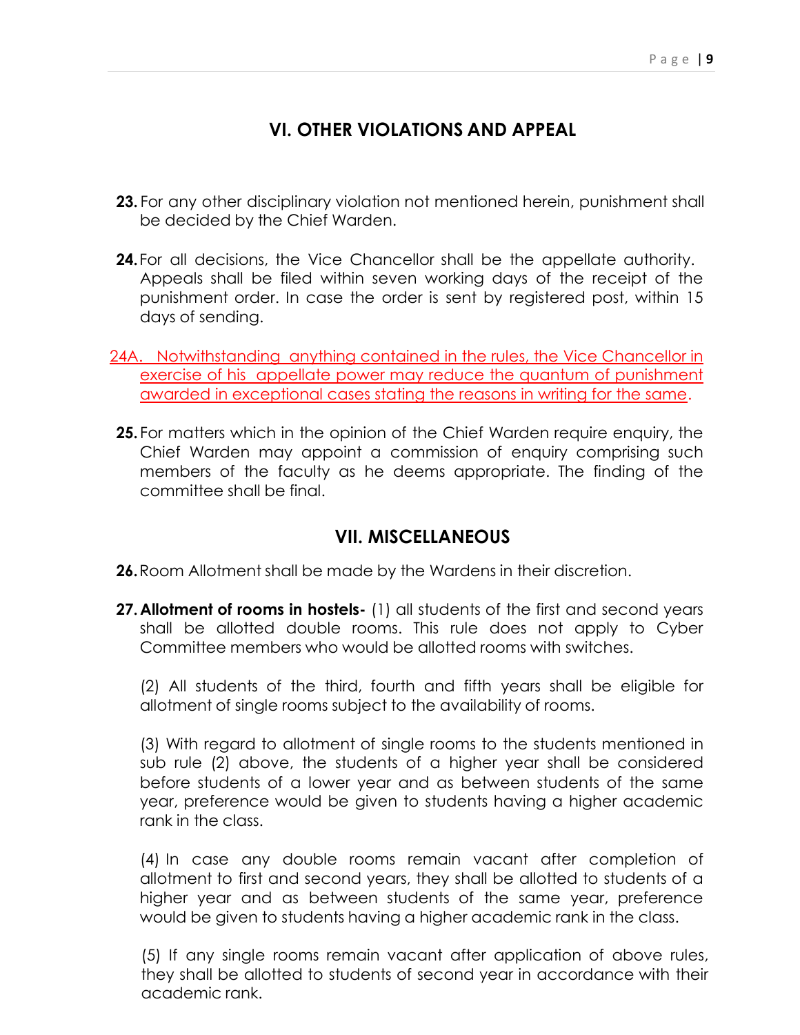## VI. OTHER VIOLATIONS AND APPEAL

**23.** For any other disciplinary violation not mentioned herein, punishment shall be decided by the Chief Warden.

**24.** For all decisions, the Vice Chancellor shall be the appellate authority. Appeals shall be filed within seven working days of the receipt of the punishment order. In case the order is sent by registered post, within 15 days of sending.

24A. Notwithstanding anything contained in the rules, the Vice Chancellor in exercise of his appellate power may reduce the quantum of punishment awarded in exceptional cases stating the reasons in writing for the same.

**25.** For matters which in the opinion of the Chief Warden require enquiry, the Chief Warden may appoint a commission of enquiry comprising such members of the faculty as he deems appropriate. The finding of the committee shall be final.

## VII. MISCELLANEOUS

**26.** Room Allotment shall be made by the Wardens in their discretion.

**27.** **Allotment of rooms in hostels-** (1) all students of the first and second years shall be allotted double rooms. This rule does not apply to Cyber Committee members who would be allotted rooms with switches.

(2) All students of the third, fourth and fifth years shall be eligible for allotment of single rooms subject to the availability of rooms.

(3) With regard to allotment of single rooms to the students mentioned in sub rule (2) above, the students of a higher year shall be considered before students of a lower year and as between students of the same year, preference would be given to students having a higher academic rank in the class.

(4) In case any double rooms remain vacant after completion of allotment to first and second years, they shall be allotted to students of a higher year and as between students of the same year, preference would be given to students having a higher academic rank in the class.

(5) If any single rooms remain vacant after application of above rules, they shall be allotted to students of second year in accordance with their academic rank.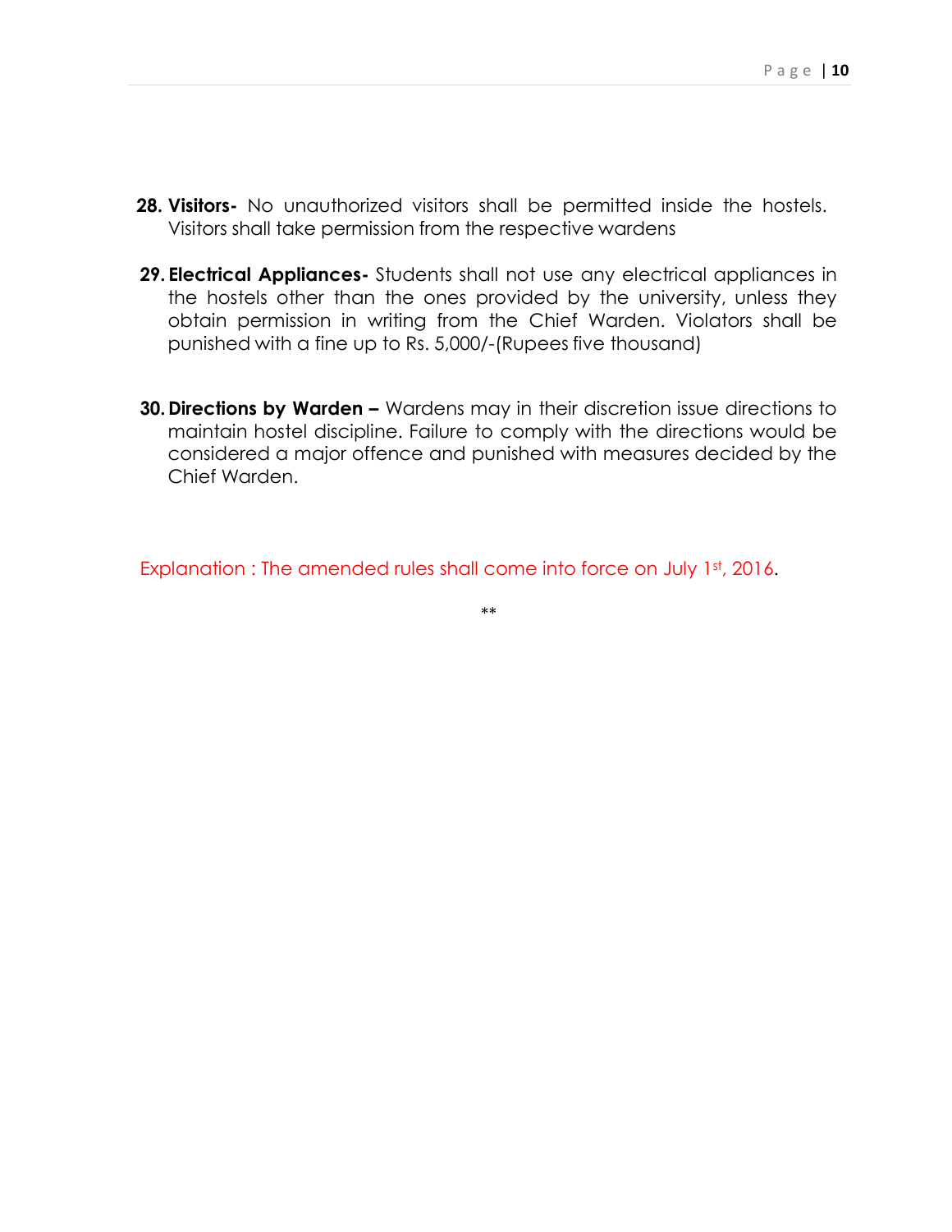28. **Visitors-** No unauthorized visitors shall be permitted inside the hostels. Visitors shall take permission from the respective wardens

29. **Electrical Appliances-** Students shall not use any electrical appliances in the hostels other than the ones provided by the university, unless they obtain permission in writing from the Chief Warden. Violators shall be punished with a fine up to Rs. 5,000/-(Rupees five thousand)

30. **Directions by Warden –** Wardens may in their discretion issue directions to maintain hostel discipline. Failure to comply with the directions would be considered a major offence and punished with measures decided by the Chief Warden.

Explanation : The amended rules shall come into force on July 1st, 2016.

**